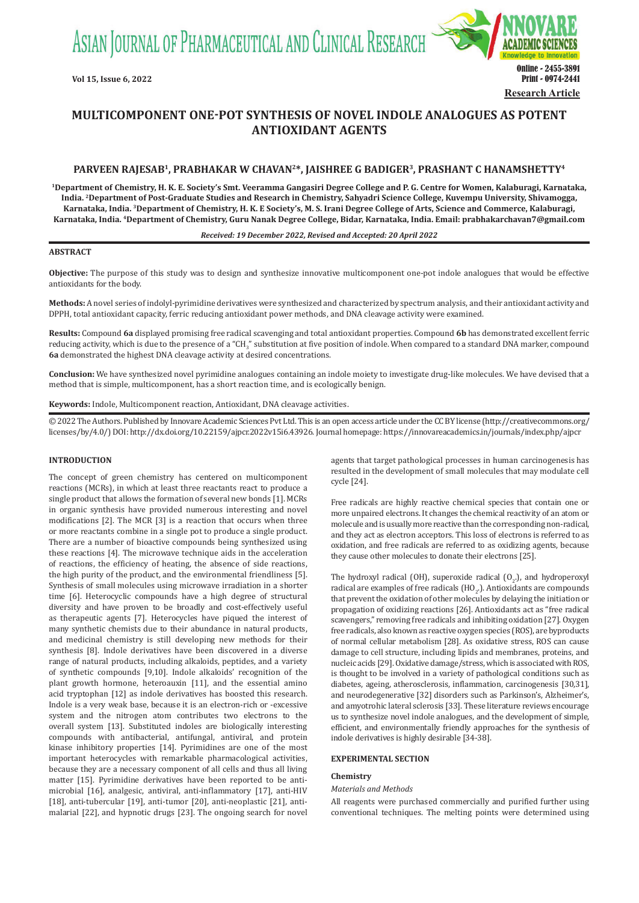Research Article

# MULTICOMPONENT ONE-POT SYNTHESIS OF NOVEL INDOLE ANALOGUES AS POTENT ANTIOXIDANT AGENTS

**PARVEEN RAJESAB[1], PRABHAKAR W CHAVAN[2]*, JAISHREE G BADIGER[3], PRASHANT C HANAMSHETTY[4]**

[1]Department of Chemistry, H. K. E. Society's Smt. Veeramma Gangasiri Degree College and P. G. Centre for Women, Kalaburagi, Karnataka, India. [2]Department of Post-Graduate Studies and Research in Chemistry, Sahyadri Science College, Kuvempu University, Shivamogga, Karnataka, India. [3]Department of Chemistry, H. K. E Society's, M. S. Irani Degree College of Arts, Science and Commerce, Kalaburagi, Karnataka, India. [4]Department of Chemistry, Guru Nanak Degree College, Bidar, Karnataka, India. Email: prabhakarchavan7@gmail.com

*Received: 19 December 2022, Revised and Accepted: 20 April 2022*

## ABSTRACT

**Objective:** The purpose of this study was to design and synthesize innovative multicomponent one-pot indole analogues that would be effective antioxidants for the body.

**Methods:** A novel series of indolyl-pyrimidine derivatives were synthesized and characterized by spectrum analysis, and their antioxidant activity and DPPH, total antioxidant capacity, ferric reducing antioxidant power methods, and DNA cleavage activity were examined.

**Results:** Compound **6a** displayed promising free radical scavenging and total antioxidant properties. Compound **6b** has demonstrated excellent ferric reducing activity, which is due to the presence of a "$CH_3$" substitution at five position of indole. When compared to a standard DNA marker, compound **6a** demonstrated the highest DNA cleavage activity at desired concentrations.

**Conclusion:** We have synthesized novel pyrimidine analogues containing an indole moiety to investigate drug-like molecules. We have devised that a method that is simple, multicomponent, has a short reaction time, and is ecologically benign.

**Keywords:** Indole, Multicomponent reaction, Antioxidant, DNA cleavage activities.

© 2022 The Authors. Published by Innovare Academic Sciences Pvt Ltd. This is an open access article under the CC BY license (http://creativecommons.org/licenses/by/4.0/) DOI: http://dx.doi.org/10.22159/ajpcr.2022v15i6.43926. Journal homepage: https://innovareacademics.in/journals/index.php/ajpcr

## INTRODUCTION

The concept of green chemistry has centered on multicomponent reactions (MCRs), in which at least three reactants react to produce a single product that allows the formation of several new bonds [1]. MCRs in organic synthesis have provided numerous interesting and novel modifications [2]. The MCR [3] is a reaction that occurs when three or more reactants combine in a single pot to produce a single product. There are a number of bioactive compounds being synthesized using these reactions [4]. The microwave technique aids in the acceleration of reactions, the efficiency of heating, the absence of side reactions, the high purity of the product, and the environmental friendliness [5]. Synthesis of small molecules using microwave irradiation in a shorter time [6]. Heterocyclic compounds have a high degree of structural diversity and have proven to be broadly and cost-effectively useful as therapeutic agents [7]. Heterocycles have piqued the interest of many synthetic chemists due to their abundance in natural products, and medicinal chemistry is still developing new methods for their synthesis [8]. Indole derivatives have been discovered in a diverse range of natural products, including alkaloids, peptides, and a variety of synthetic compounds [9,10]. Indole alkaloids' recognition of the plant growth hormone, heteroauxin [11], and the essential amino acid tryptophan [12] as indole derivatives has boosted this research. Indole is a very weak base, because it is an electron-rich or -excessive system and the nitrogen atom contributes two electrons to the overall system [13]. Substituted indoles are biologically interesting compounds with antibacterial, antifungal, antiviral, and protein kinase inhibitory properties [14]. Pyrimidines are one of the most important heterocycles with remarkable pharmacological activities, because they are a necessary component of all cells and thus all living matter [15]. Pyrimidine derivatives have been reported to be anti-microbial [16], analgesic, antiviral, anti-inflammatory [17], anti-HIV [18], anti-tubercular [19], anti-tumor [20], anti-neoplastic [21], anti-malarial [22], and hypnotic drugs [23]. The ongoing search for novel agents that target pathological processes in human carcinogenesis has resulted in the development of small molecules that may modulate cell cycle [24].

Free radicals are highly reactive chemical species that contain one or more unpaired electrons. It changes the chemical reactivity of an atom or molecule and is usually more reactive than the corresponding non-radical, and they act as electron acceptors. This loss of electrons is referred to as oxidation, and free radicals are referred to as oxidizing agents, because they cause other molecules to donate their electrons [25].

The hydroxyl radical (OH), superoxide radical ($O_2$.), and hydroperoxyl radical are examples of free radicals ($HO_2$.). Antioxidants are compounds that prevent the oxidation of other molecules by delaying the initiation or propagation of oxidizing reactions [26]. Antioxidants act as "free radical scavengers," removing free radicals and inhibiting oxidation [27]. Oxygen free radicals, also known as reactive oxygen species (ROS), are byproducts of normal cellular metabolism [28]. As oxidative stress, ROS can cause damage to cell structure, including lipids and membranes, proteins, and nucleic acids [29]. Oxidative damage/stress, which is associated with ROS, is thought to be involved in a variety of pathological conditions such as diabetes, ageing, atherosclerosis, inflammation, carcinogenesis [30,31], and neurodegenerative [32] disorders such as Parkinson's, Alzheimer's, and amyotrohic lateral sclerosis [33]. These literature reviews encourage us to synthesize novel indole analogues, and the development of simple, efficient, and environmentally friendly approaches for the synthesis of indole derivatives is highly desirable [34-38].

## EXPERIMENTAL SECTION

### Chemistry

*Materials and Methods*

All reagents were purchased commercially and purified further using conventional techniques. The melting points were determined using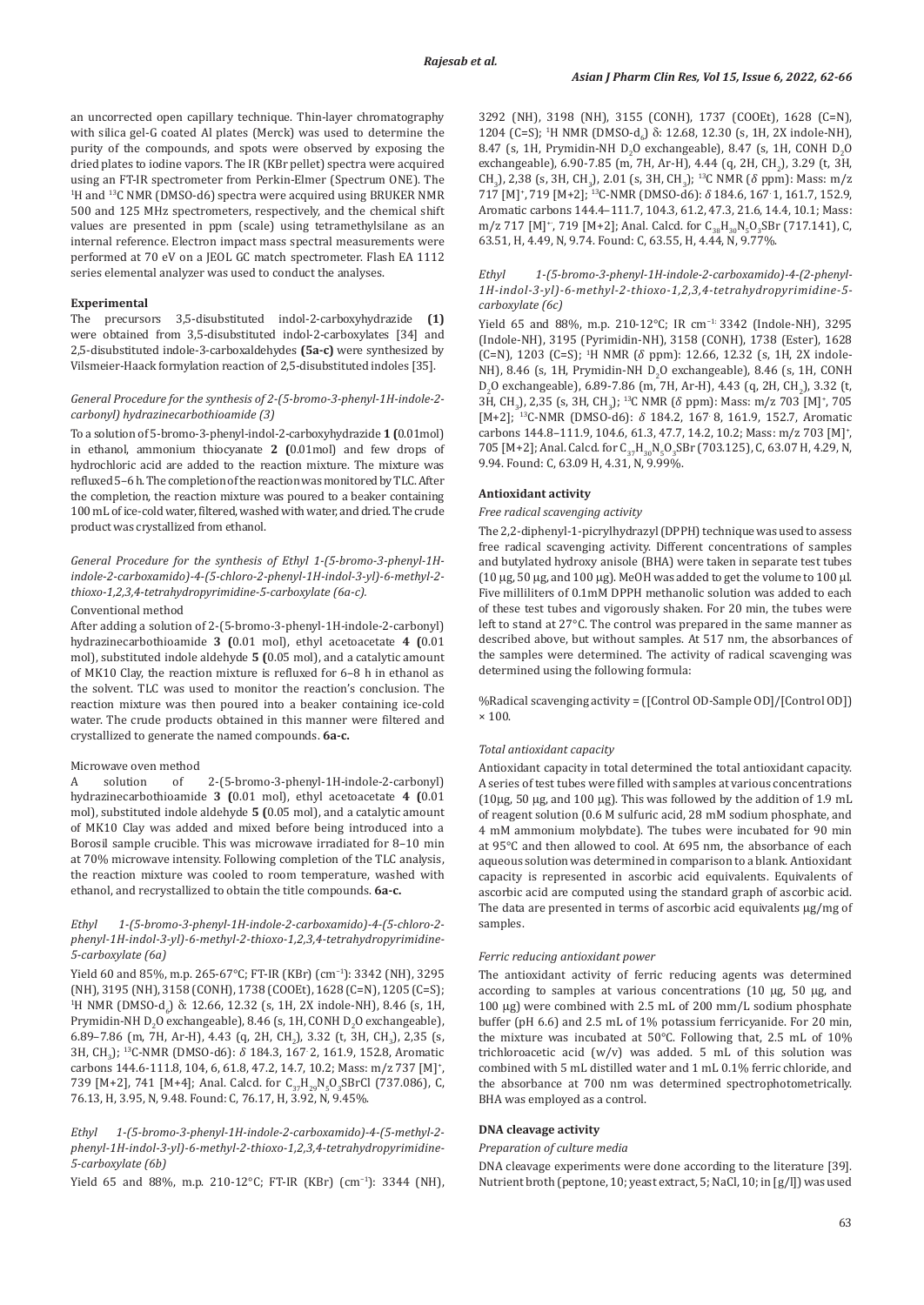an uncorrected open capillary technique. Thin-layer chromatography with silica gel-G coated Al plates (Merck) was used to determine the purity of the compounds, and spots were observed by exposing the dried plates to iodine vapors. The IR (KBr pellet) spectra were acquired using an FT-IR spectrometer from Perkin-Elmer (Spectrum ONE). The $^{1}$H and $^{13}$C NMR (DMSO-d6) spectra were acquired using BRUKER NMR 500 and 125 MHz spectrometers, respectively, and the chemical shift values are presented in ppm (scale) using tetramethylsilane as an internal reference. Electron impact mass spectral measurements were performed at 70 eV on a JEOL GC match spectrometer. Flash EA 1112 series elemental analyzer was used to conduct the analyses.

## Experimental

The precursors 3,5-disubstituted indol-2-carboxyhydrazide **(1)** were obtained from 3,5-disubstituted indol-2-carboxylates [34] and 2,5-disubstituted indole-3-carboxaldehydes **(5a-c)** were synthesized by Vilsmeier-Haack formylation reaction of 2,5-disubstituted indoles [35].

### *General Procedure for the synthesis of 2-(5-bromo-3-phenyl-1H-indole-2-carbonyl) hydrazinecarbothioamide (3)*

To a solution of 5-bromo-3-phenyl-indol-2-carboxyhydrazide **1 (**0.01mol) in ethanol, ammonium thiocyanate **2 (**0.01mol) and few drops of hydrochloric acid are added to the reaction mixture. The mixture was refluxed 5–6 h. The completion of the reaction was monitored by TLC. After the completion, the reaction mixture was poured to a beaker containing 100 mL of ice-cold water, filtered, washed with water, and dried. The crude product was crystallized from ethanol.

### *General Procedure for the synthesis of Ethyl 1-(5-bromo-3-phenyl-1H-indole-2-carboxamido)-4-(5-chloro-2-phenyl-1H-indol-3-yl)-6-methyl-2-thioxo-1,2,3,4-tetrahydropyrimidine-5-carboxylate (6a-c).*

Conventional method

After adding a solution of 2-(5-bromo-3-phenyl-1H-indole-2-carbonyl) hydrazinecarbothioamide **3 (**0.01 mol), ethyl acetoacetate **4 (**0.01 mol), substituted indole aldehyde **5 (**0.05 mol), and a catalytic amount of MK10 Clay, the reaction mixture is refluxed for 6–8 h in ethanol as the solvent. TLC was used to monitor the reaction's conclusion. The reaction mixture was then poured into a beaker containing ice-cold water. The crude products obtained in this manner were filtered and crystallized to generate the named compounds. **6a-c.**

Microwave oven method

A solution of 2-(5-bromo-3-phenyl-1H-indole-2-carbonyl) hydrazinecarbothioamide **3 (**0.01 mol), ethyl acetoacetate **4 (**0.01 mol), substituted indole aldehyde **5 (**0.05 mol), and a catalytic amount of MK10 Clay was added and mixed before being introduced into a Borosil sample crucible. This was microwave irradiated for 8–10 min at 70% microwave intensity. Following completion of the TLC analysis, the reaction mixture was cooled to room temperature, washed with ethanol, and recrystallized to obtain the title compounds. **6a-c.**

### *Ethyl 1-(5-bromo-3-phenyl-1H-indole-2-carboxamido)-4-(5-chloro-2-phenyl-1H-indol-3-yl)-6-methyl-2-thioxo-1,2,3,4-tetrahydropyrimidine-5-carboxylate (6a)*

Yield 60 and 85%, m.p. 265-67°C; FT-IR (KBr) (cm$^{-1}$): 3342 (NH), 3295 (NH), 3195 (NH), 3158 (CONH), 1738 (COOEt), 1628 (C=N), 1205 (C=S); $^{1}$H NMR (DMSO-d$_6$) δ: 12.66, 12.32 (s, 1H, 2X indole-NH), 8.46 (s, 1H, Prymidin-NH $D_2O$ exchangeable), 8.46 (s, 1H, CONH $D_2O$ exchangeable), 6.89–7.86 (m, 7H, Ar-H), 4.43 (q, 2H, $CH_2$), 3.32 (t, 3H, $CH_3$), 2,35 (s, 3H, $CH_3$); $^{13}$C-NMR (DMSO-d6): δ 184.3, 167.2, 161.9, 152.8, Aromatic carbons 144.6-111.8, 104, 6, 61.8, 47.2, 14.7, 10.2; Mass: m/z 737 [M]$^+$, 739 [M+2], 741 [M+4]; Anal. Calcd. for $C_{37}H_{29}N_5O_3SBrCl$ (737.086), C, 76.13, H, 3.95, N, 9.48. Found: C, 76.17, H, 3.92, N, 9.45%.

### *Ethyl 1-(5-bromo-3-phenyl-1H-indole-2-carboxamido)-4-(5-methyl-2-phenyl-1H-indol-3-yl)-6-methyl-2-thioxo-1,2,3,4-tetrahydropyrimidine-5-carboxylate (6b)*

Yield 65 and 88%, m.p. 210-12°C; FT-IR (KBr) (cm$^{-1}$): 3344 (NH), 3292 (NH), 3198 (NH), 3155 (CONH), 1737 (COOEt), 1628 (C=N), 1204 (C=S); $^{1}$H NMR (DMSO-d$_6$) δ: 12.68, 12.30 (s, 1H, 2X indole-NH), 8.47 (s, 1H, Prymidin-NH $D_2O$ exchangeable), 8.47 (s, 1H, CONH $D_2O$ exchangeable), 6.90-7.85 (m, 7H, Ar-H), 4.44 (q, 2H, $CH_2$), 3.29 (t, 3H, $CH_3$), 2,38 (s, 3H, $CH_3$), 2.01 (s, 3H, $CH_3$); $^{13}$C NMR (δ ppm): Mass: m/z 717 [M]$^+$, 719 [M+2]; $^{13}$C-NMR (DMSO-d6): δ 184.6, 167.1, 161.7, 152.9, Aromatic carbons 144.4–111.7, 104.3, 61.2, 47.3, 21.6, 14.4, 10.1; Mass: m/z 717 [M]$^+$, 719 [M+2]; Anal. Calcd. for $C_{38}H_{30}N_5O_3SBr$ (717.141), C, 63.51, H, 4.49, N, 9.74. Found: C, 63.55, H, 4.44, N, 9.77%.

### *Ethyl 1-(5-bromo-3-phenyl-1H-indole-2-carboxamido)-4-(2-phenyl-1H-indol-3-yl)-6-methyl-2-thioxo-1,2,3,4-tetrahydropyrimidine-5-carboxylate (6c)*

Yield 65 and 88%, m.p. 210-12°C; IR cm$^{-1}$: 3342 (Indole-NH), 3295 (Indole-NH), 3195 (Pyrimidin-NH), 3158 (CONH), 1738 (Ester), 1628 (C=N), 1203 (C=S); $^{1}$H NMR (δ ppm): 12.66, 12.32 (s, 1H, 2X indole-NH), 8.46 (s, 1H, Prymidin-NH $D_2O$ exchangeable), 8.46 (s, 1H, CONH $D_2O$ exchangeable), 6.89-7.86 (m, 7H, Ar-H), 4.43 (q, 2H, $CH_2$), 3.32 (t, 3H, $CH_3$), 2,35 (s, 3H, $CH_3$); $^{13}$C NMR (δ ppm): Mass: m/z 703 [M]$^+$, 705 [M+2]; $^{13}$C-NMR (DMSO-d6): δ 184.2, 167.8, 161.9, 152.7, Aromatic carbons 144.8–111.9, 104.6, 61.3, 47.7, 14.2, 10.2; Mass: m/z 703 [M]$^+$, 705 [M+2]; Anal. Calcd. for $C_{37}H_{30}N_5O_3SBr$ (703.125), C, 63.07 H, 4.29, N, 9.94. Found: C, 63.09 H, 4.31, N, 9.99%.

## Antioxidant activity

### *Free radical scavenging activity*

The 2,2-diphenyl-1-picrylhydrazyl (DPPH) technique was used to assess free radical scavenging activity. Different concentrations of samples and butylated hydroxy anisole (BHA) were taken in separate test tubes (10 μg, 50 μg, and 100 μg). MeOH was added to get the volume to 100 μl. Five milliliters of 0.1mM DPPH methanolic solution was added to each of these test tubes and vigorously shaken. For 20 min, the tubes were left to stand at 27°C. The control was prepared in the same manner as described above, but without samples. At 517 nm, the absorbances of the samples were determined. The activity of radical scavenging was determined using the following formula:

%Radical scavenging activity = ([Control OD-Sample OD]/[Control OD]) × 100.

### *Total antioxidant capacity*

Antioxidant capacity in total determined the total antioxidant capacity. A series of test tubes were filled with samples at various concentrations (10μg, 50 μg, and 100 μg). This was followed by the addition of 1.9 mL of reagent solution (0.6 M sulfuric acid, 28 mM sodium phosphate, and 4 mM ammonium molybdate). The tubes were incubated for 90 min at 95°C and then allowed to cool. At 695 nm, the absorbance of each aqueous solution was determined in comparison to a blank. Antioxidant capacity is represented in ascorbic acid equivalents. Equivalents of ascorbic acid are computed using the standard graph of ascorbic acid. The data are presented in terms of ascorbic acid equivalents μg/mg of samples.

### *Ferric reducing antioxidant power*

The antioxidant activity of ferric reducing agents was determined according to samples at various concentrations (10 μg, 50 μg, and 100 μg) were combined with 2.5 mL of 200 mm/L sodium phosphate buffer (pH 6.6) and 2.5 mL of 1% potassium ferricyanide. For 20 min, the mixture was incubated at 50°C. Following that, 2.5 mL of 10% trichloroacetic acid (w/v) was added. 5 mL of this solution was combined with 5 mL distilled water and 1 mL 0.1% ferric chloride, and the absorbance at 700 nm was determined spectrophotometrically. BHA was employed as a control.

## DNA cleavage activity

### *Preparation of culture media*

DNA cleavage experiments were done according to the literature [39]. Nutrient broth (peptone, 10; yeast extract, 5; NaCl, 10; in [g/l]) was used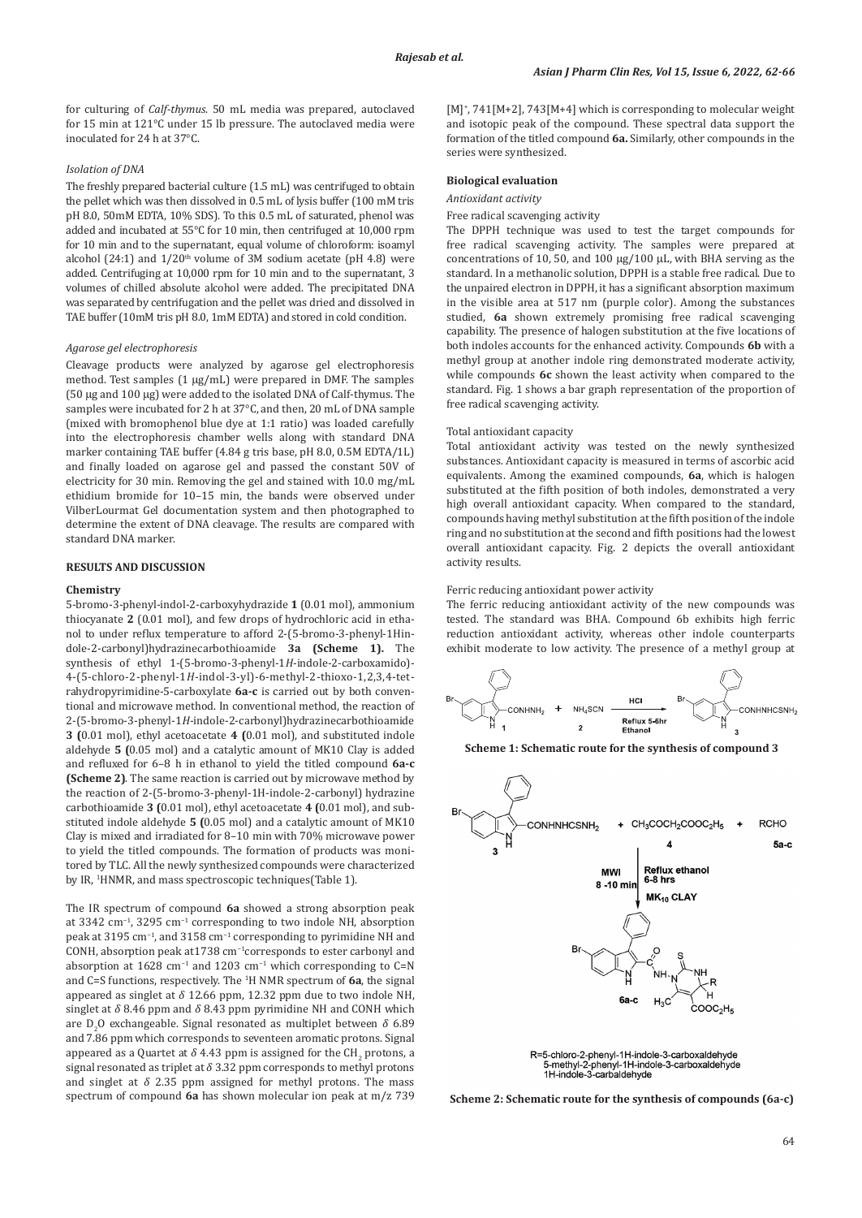for culturing of *Calf-thymus*. 50 mL media was prepared, autoclaved for 15 min at 121°C under 15 lb pressure. The autoclaved media were inoculated for 24 h at 37°C.

*Isolation of DNA*

The freshly prepared bacterial culture (1.5 mL) was centrifuged to obtain the pellet which was then dissolved in 0.5 mL of lysis buffer (100 mM tris pH 8.0, 50mM EDTA, 10% SDS). To this 0.5 mL of saturated, phenol was added and incubated at 55°C for 10 min, then centrifuged at 10,000 rpm for 10 min and to the supernatant, equal volume of chloroform: isoamyl alcohol (24:1) and 1/20th volume of 3M sodium acetate (pH 4.8) were added. Centrifuging at 10,000 rpm for 10 min and to the supernatant, 3 volumes of chilled absolute alcohol were added. The precipitated DNA was separated by centrifugation and the pellet was dried and dissolved in TAE buffer (10mM tris pH 8.0, 1mM EDTA) and stored in cold condition.

*Agarose gel electrophoresis*

Cleavage products were analyzed by agarose gel electrophoresis method. Test samples (1 μg/mL) were prepared in DMF. The samples (50 μg and 100 μg) were added to the isolated DNA of Calf-thymus. The samples were incubated for 2 h at 37°C, and then, 20 mL of DNA sample (mixed with bromophenol blue dye at 1:1 ratio) was loaded carefully into the electrophoresis chamber wells along with standard DNA marker containing TAE buffer (4.84 g tris base, pH 8.0, 0.5M EDTA/1L) and finally loaded on agarose gel and passed the constant 50V of electricity for 30 min. Removing the gel and stained with 10.0 mg/mL ethidium bromide for 10–15 min, the bands were observed under VilberLourmat Gel documentation system and then photographed to determine the extent of DNA cleavage. The results are compared with standard DNA marker.

## RESULTS AND DISCUSSION

### Chemistry

5-bromo-3-phenyl-indol-2-carboxyhydrazide **1** (0.01 mol), ammonium thiocyanate **2** (0.01 mol), and few drops of hydrochloric acid in ethanol to under reflux temperature to afford 2-(5-bromo-3-phenyl-1Hindole-2-carbonyl)hydrazinecarbothioamide **3a (Scheme 1).** The synthesis of ethyl 1-(5-bromo-3-phenyl-1*H*-indole-2-carboxamido)-4-(5-chloro-2-phenyl-1*H*-indol-3-yl)-6-methyl-2-thioxo-1,2,3,4-tetrahydropyrimidine-5-carboxylate **6a-c** is carried out by both conventional and microwave method. In conventional method, the reaction of 2-(5-bromo-3-phenyl-1*H*-indole-2-carbonyl)hydrazinecarbothioamide **3 (**0.01 mol), ethyl acetoacetate **4 (**0.01 mol), and substituted indole aldehyde **5 (**0.05 mol) and a catalytic amount of MK10 Clay is added and refluxed for 6–8 h in ethanol to yield the titled compound **6a-c (Scheme 2)**. The same reaction is carried out by microwave method by the reaction of 2-(5-bromo-3-phenyl-1H-indole-2-carbonyl) hydrazine carbothioamide **3 (**0.01 mol), ethyl acetoacetate **4 (**0.01 mol), and substituted indole aldehyde **5 (**0.05 mol) and a catalytic amount of MK10 Clay is mixed and irradiated for 8–10 min with 70% microwave power to yield the titled compounds. The formation of products was monitored by TLC. All the newly synthesized compounds were characterized by IR, [1]HNMR, and mass spectroscopic techniques(Table 1).

The IR spectrum of compound **6a** showed a strong absorption peak at 3342 $cm^{-1}$, 3295 $cm^{-1}$ corresponding to two indole NH, absorption peak at 3195 $cm^{-1}$, and 3158 $cm^{-1}$ corresponding to pyrimidine NH and CONH, absorption peak at1738 $cm^{-1}$corresponds to ester carbonyl and absorption at 1628 $cm^{-1}$ and 1203 $cm^{-1}$ which corresponding to C=N and C=S functions, respectively. The $^{1}$H NMR spectrum of **6a**, the signal appeared as singlet at $\delta$ 12.66 ppm, 12.32 ppm due to two indole NH, singlet at $\delta$ 8.46 ppm and $\delta$ 8.43 ppm pyrimidine NH and CONH which are $D_2O$ exchangeable. Signal resonated as multiplet between $\delta$ 6.89 and 7.86 ppm which corresponds to seventeen aromatic protons. Signal appeared as a Quartet at $\delta$ 4.43 ppm is assigned for the $CH_2$ protons, a signal resonated as triplet at $\delta$ 3.32 ppm corresponds to methyl protons and singlet at $\delta$ 2.35 ppm assigned for methyl protons. The mass spectrum of compound **6a** has shown molecular ion peak at m/z 739 $[M]^+$, 741[M+2], 743[M+4] which is corresponding to molecular weight and isotopic peak of the compound. These spectral data support the formation of the titled compound **6a.** Similarly, other compounds in the series were synthesized.

### Biological evaluation

*Antioxidant activity*

Free radical scavenging activity

The DPPH technique was used to test the target compounds for free radical scavenging activity. The samples were prepared at concentrations of 10, 50, and 100 μg/100 μL, with BHA serving as the standard. In a methanolic solution, DPPH is a stable free radical. Due to the unpaired electron in DPPH, it has a significant absorption maximum in the visible area at 517 nm (purple color). Among the substances studied, **6a** shown extremely promising free radical scavenging capability. The presence of halogen substitution at the five locations of both indoles accounts for the enhanced activity. Compounds **6b** with a methyl group at another indole ring demonstrated moderate activity, while compounds **6c** shown the least activity when compared to the standard. Fig. 1 shows a bar graph representation of the proportion of free radical scavenging activity.

Total antioxidant capacity

Total antioxidant activity was tested on the newly synthesized substances. Antioxidant capacity is measured in terms of ascorbic acid equivalents. Among the examined compounds, **6a**, which is halogen substituted at the fifth position of both indoles, demonstrated a very high overall antioxidant capacity. When compared to the standard, compounds having methyl substitution at the fifth position of the indole ring and no substitution at the second and fifth positions had the lowest overall antioxidant capacity. Fig. 2 depicts the overall antioxidant activity results.

Ferric reducing antioxidant power activity

The ferric reducing antioxidant activity of the new compounds was tested. The standard was BHA. Compound 6b exhibits high ferric reduction antioxidant activity, whereas other indole counterparts exhibit moderate to low activity. The presence of a methyl group at

**Scheme 1: Schematic route for the synthesis of compound 3**

R=5-chloro-2-phenyl-1H-indole-3-carboxaldehyde
5-methyl-2-phenyl-1H-indole-3-carboxaldehyde
1H-indole-3-carbaldehyde

**Scheme 2: Schematic route for the synthesis of compounds (6a-c)**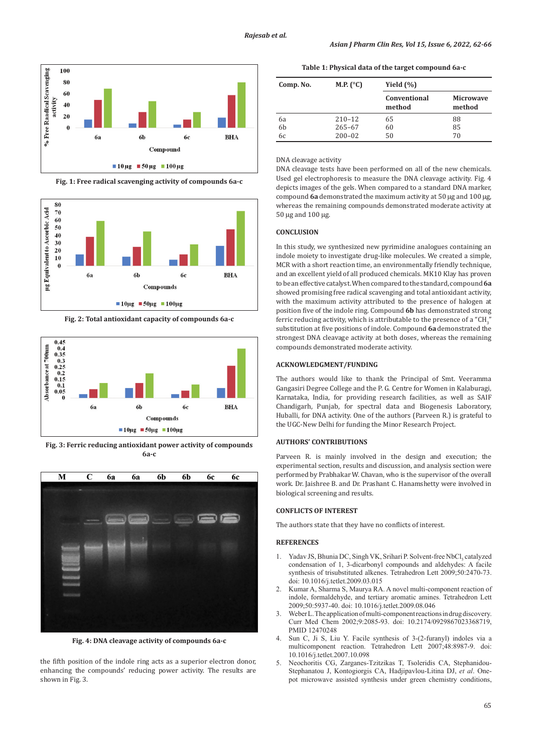Fig. 1: Free radical scavenging activity of compounds 6a-c

Fig. 2: Total antioxidant capacity of compounds 6a-c

Fig. 3: Ferric reducing antioxidant power activity of compounds 6a-c

Fig. 4: DNA cleavage activity of compounds 6a-c

the fifth position of the indole ring acts as a superior electron donor, enhancing the compounds' reducing power activity. The results are shown in Fig. 3.

**Table 1: Physical data of the target compound 6a-c**

| Comp. No. | M.P. (°C) | Yield (%) | |
|---|---|---|---|
| | | Conventional method | Microwave method |
| 6a | 210–12 | 65 | 88 |
| 6b | 265–67 | 60 | 85 |
| 6c | 200–02 | 50 | 70 |

DNA cleavage activity

DNA cleavage tests have been performed on all of the new chemicals. Used gel electrophoresis to measure the DNA cleavage activity. Fig. 4 depicts images of the gels. When compared to a standard DNA marker, compound **6a** demonstrated the maximum activity at 50 µg and 100 µg, whereas the remaining compounds demonstrated moderate activity at 50 µg and 100 µg.

## CONCLUSION

In this study, we synthesized new pyrimidine analogues containing an indole moiety to investigate drug-like molecules. We created a simple, MCR with a short reaction time, an environmentally friendly technique, and an excellent yield of all produced chemicals. MK10 Klay has proven to be an effective catalyst. When compared to the standard, compound **6a** showed promising free radical scavenging and total antioxidant activity, with the maximum activity attributed to the presence of halogen at position five of the indole ring. Compound **6b** has demonstrated strong ferric reducing activity, which is attributable to the presence of a "$CH_3$" substitution at five positions of indole. Compound **6a** demonstrated the strongest DNA cleavage activity at both doses, whereas the remaining compounds demonstrated moderate activity.

## ACKNOWLEDGMENT/FUNDING

The authors would like to thank the Principal of Smt. Veeramma Gangasiri Degree College and the P. G. Centre for Women in Kalaburagi, Karnataka, India, for providing research facilities, as well as SAIF Chandigarh, Punjab, for spectral data and Biogenesis Laboratory, Huballi, for DNA activity. One of the authors (Parveen R.) is grateful to the UGC-New Delhi for funding the Minor Research Project.

## AUTHORS' CONTRIBUTIONS

Parveen R. is mainly involved in the design and execution; the experimental section, results and discussion, and analysis section were performed by Prabhakar W. Chavan, who is the supervisor of the overall work. Dr. Jaishree B. and Dr. Prashant C. Hanamshetty were involved in biological screening and results.

## CONFLICTS OF INTEREST

The authors state that they have no conflicts of interest.

## REFERENCES

1. Yadav JS, Bhunia DC, Singh VK, Srihari P. Solvent-free $NbCl_5$ catalyzed condensation of 1, 3-dicarbonyl compounds and aldehydes: A facile synthesis of trisubstituted alkenes. Tetrahedron Lett 2009;50:2470-73. doi: 10.1016/j.tetlet.2009.03.015
2. Kumar A, Sharma S, Maurya RA. A novel multi-component reaction of indole, formaldehyde, and tertiary aromatic amines. Tetrahedron Lett 2009;50:5937-40. doi: 10.1016/j.tetlet.2009.08.046
3. Weber L. The application of multi-component reactions in drug discovery. Curr Med Chem 2002;9:2085-93. doi: 10.2174/0929867023368719, PMID 12470248
4. Sun C, Ji S, Liu Y. Facile synthesis of 3-(2-furanyl) indoles via a multicomponent reaction. Tetrahedron Lett 2007;48:8987-9. doi: 10.1016/j.tetlet.2007.10.098
5. Neochoritis CG, Zarganes-Tzitzikas T, Tsoleridis CA, Stephanidou-Stephanatou J, Kontogiorgis CA, Hadjipavlou-Litina DJ, *et al*. One-pot microwave assisted synthesis under green chemistry conditions,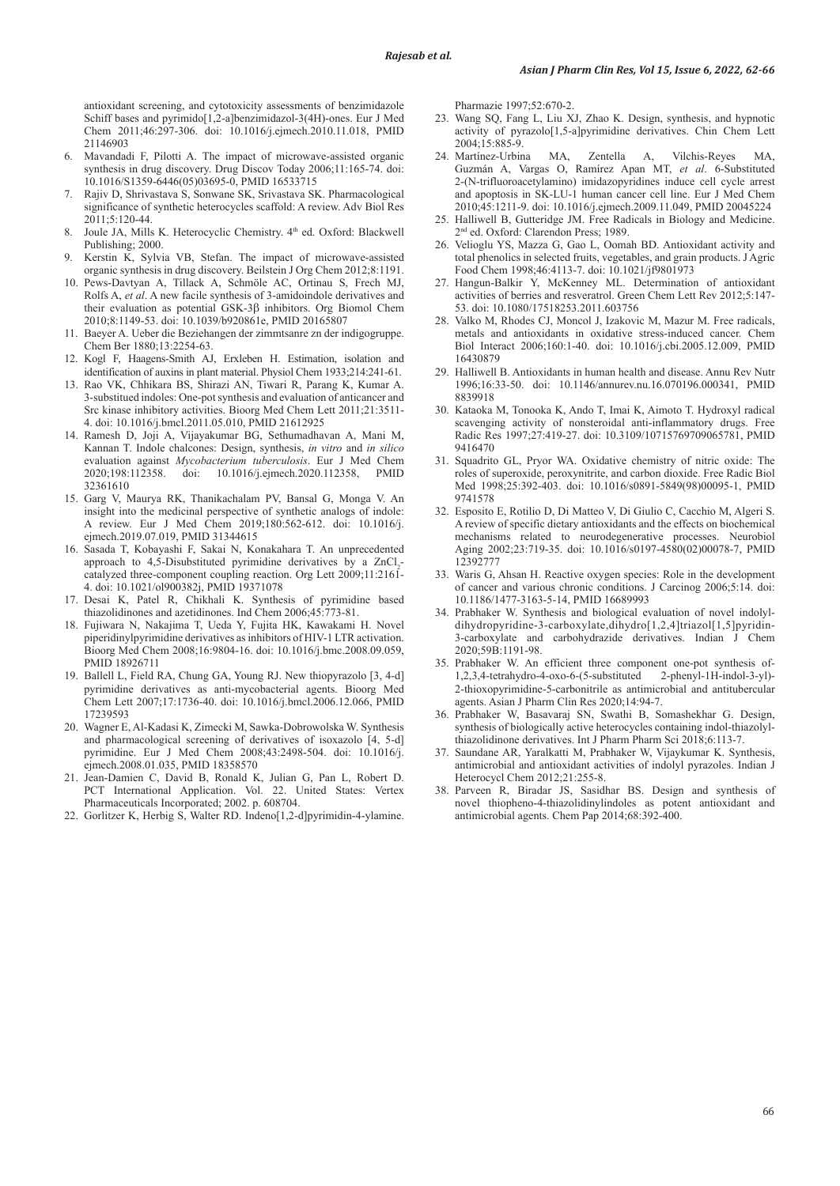antioxidant screening, and cytotoxicity assessments of benzimidazole Schiff bases and pyrimido[1,2-a]benzimidazol-3(4H)-ones. Eur J Med Chem 2011;46:297-306. doi: 10.1016/j.ejmech.2010.11.018, PMID 21146903

6. Mavandadi F, Pilotti A. The impact of microwave-assisted organic synthesis in drug discovery. Drug Discov Today 2006;11:165-74. doi: 10.1016/S1359-6446(05)03695-0, PMID 16533715
7. Rajiv D, Shrivastava S, Sonwane SK, Srivastava SK. Pharmacological significance of synthetic heterocycles scaffold: A review. Adv Biol Res 2011;5:120-44.
8. Joule JA, Mills K. Heterocyclic Chemistry. 4th ed. Oxford: Blackwell Publishing; 2000.
9. Kerstin K, Sylvia VB, Stefan. The impact of microwave-assisted organic synthesis in drug discovery. Beilstein J Org Chem 2012;8:1191.
10. Pews-Davtyan A, Tillack A, Schmöle AC, Ortinau S, Frech MJ, Rolfs A, *et al*. A new facile synthesis of 3-amidoindole derivatives and their evaluation as potential GSK-3β inhibitors. Org Biomol Chem 2010;8:1149-53. doi: 10.1039/b920861e, PMID 20165807
11. Baeyer A. Ueber die Beziehangen der zimmtsanre zn der indigogruppe. Chem Ber 1880;13:2254-63.
12. Kogl F, Haagens-Smith AJ, Erxleben H. Estimation, isolation and identification of auxins in plant material. Physiol Chem 1933;214:241-61.
13. Rao VK, Chhikara BS, Shirazi AN, Tiwari R, Parang K, Kumar A. 3-substitued indoles: One-pot synthesis and evaluation of anticancer and Src kinase inhibitory activities. Bioorg Med Chem Lett 2011;21:3511-4. doi: 10.1016/j.bmcl.2011.05.010, PMID 21612925
14. Ramesh D, Joji A, Vijayakumar BG, Sethumadhavan A, Mani M, Kannan T. Indole chalcones: Design, synthesis, *in vitro* and *in silico* evaluation against *Mycobacterium tuberculosis*. Eur J Med Chem 2020;198:112358. doi: 10.1016/j.ejmech.2020.112358, PMID 32361610
15. Garg V, Maurya RK, Thanikachalam PV, Bansal G, Monga V. An insight into the medicinal perspective of synthetic analogs of indole: A review. Eur J Med Chem 2019;180:562-612. doi: 10.1016/j.ejmech.2019.07.019, PMID 31344615
16. Sasada T, Kobayashi F, Sakai N, Konakahara T. An unprecedented approach to 4,5-Disubstituted pyrimidine derivatives by a $ZnCl_2$-catalyzed three-component coupling reaction. Org Lett 2009;11:2161-4. doi: 10.1021/ol900382j, PMID 19371078
17. Desai K, Patel R, Chikhali K. Synthesis of pyrimidine based thiazolidinones and azetidinones. Ind Chem 2006;45:773-81.
18. Fujiwara N, Nakajima T, Ueda Y, Fujita HK, Kawakami H. Novel piperidinylpyrimidine derivatives as inhibitors of HIV-1 LTR activation. Bioorg Med Chem 2008;16:9804-16. doi: 10.1016/j.bmc.2008.09.059, PMID 18926711
19. Ballell L, Field RA, Chung GA, Young RJ. New thiopyrazolo [3, 4-d] pyrimidine derivatives as anti-mycobacterial agents. Bioorg Med Chem Lett 2007;17:1736-40. doi: 10.1016/j.bmcl.2006.12.066, PMID 17239593
20. Wagner E, Al-Kadasi K, Zimecki M, Sawka-Dobrowolska W. Synthesis and pharmacological screening of derivatives of isoxazolo [4, 5-d] pyrimidine. Eur J Med Chem 2008;43:2498-504. doi: 10.1016/j.ejmech.2008.01.035, PMID 18358570
21. Jean-Damien C, David B, Ronald K, Julian G, Pan L, Robert D. PCT International Application. Vol. 22. United States: Vertex Pharmaceuticals Incorporated; 2002. p. 608704.
22. Gorlitzer K, Herbig S, Walter RD. Indeno[1,2-d]pyrimidin-4-ylamine. Pharmazie 1997;52:670-2.
23. Wang SQ, Fang L, Liu XJ, Zhao K. Design, synthesis, and hypnotic activity of pyrazolo[1,5-a]pyrimidine derivatives. Chin Chem Lett 2004;15:885-9.
24. Martínez-Urbina MA, Zentella A, Vilchis-Reyes MA, Guzmán A, Vargas O, Ramírez Apan MT, *et al*. 6-Substituted 2-(N-trifluoroacetylamino) imidazopyridines induce cell cycle arrest and apoptosis in SK-LU-1 human cancer cell line. Eur J Med Chem 2010;45:1211-9. doi: 10.1016/j.ejmech.2009.11.049, PMID 20045224
25. Halliwell B, Gutteridge JM. Free Radicals in Biology and Medicine. 2nd ed. Oxford: Clarendon Press; 1989.
26. Velioglu YS, Mazza G, Gao L, Oomah BD. Antioxidant activity and total phenolics in selected fruits, vegetables, and grain products. J Agric Food Chem 1998;46:4113-7. doi: 10.1021/jf9801973
27. Hangun-Balkir Y, McKenney ML. Determination of antioxidant activities of berries and resveratrol. Green Chem Lett Rev 2012;5:147-53. doi: 10.1080/17518253.2011.603756
28. Valko M, Rhodes CJ, Moncol J, Izakovic M, Mazur M. Free radicals, metals and antioxidants in oxidative stress-induced cancer. Chem Biol Interact 2006;160:1-40. doi: 10.1016/j.cbi.2005.12.009, PMID 16430879
29. Halliwell B. Antioxidants in human health and disease. Annu Rev Nutr 1996;16:33-50. doi: 10.1146/annurev.nu.16.070196.000341, PMID 8839918
30. Kataoka M, Tonooka K, Ando T, Imai K, Aimoto T. Hydroxyl radical scavenging activity of nonsteroidal anti-inflammatory drugs. Free Radic Res 1997;27:419-27. doi: 10.3109/10715769709065781, PMID 9416470
31. Squadrito GL, Pryor WA. Oxidative chemistry of nitric oxide: The roles of superoxide, peroxynitrite, and carbon dioxide. Free Radic Biol Med 1998;25:392-403. doi: 10.1016/s0891-5849(98)00095-1, PMID 9741578
32. Esposito E, Rotilio D, Di Matteo V, Di Giulio C, Cacchio M, Algeri S. A review of specific dietary antioxidants and the effects on biochemical mechanisms related to neurodegenerative processes. Neurobiol Aging 2002;23:719-35. doi: 10.1016/s0197-4580(02)00078-7, PMID 12392777
33. Waris G, Ahsan H. Reactive oxygen species: Role in the development of cancer and various chronic conditions. J Carcinog 2006;5:14. doi: 10.1186/1477-3163-5-14, PMID 16689993
34. Prabhaker W. Synthesis and biological evaluation of novel indolyl-dihydropyridine-3-carboxylate,dihydro[1,2,4]triazol[1,5]pyridin-3-carboxylate and carbohydrazide derivatives. Indian J Chem 2020;59B:1191-98.
35. Prabhaker W. An efficient three component one-pot synthesis of-1,2,3,4-tetrahydro-4-oxo-6-(5-substituted 2-phenyl-1H-indol-3-yl)-2-thioxopyrimidine-5-carbonitrile as antimicrobial and antitubercular agents. Asian J Pharm Clin Res 2020;14:94-7.
36. Prabhaker W, Basavaraj SN, Swathi B, Somashekhar G. Design, synthesis of biologically active heterocycles containing indol-thiazolyl-thiazolidinone derivatives. Int J Pharm Pharm Sci 2018;6:113-7.
37. Saundane AR, Yaralkatti M, Prabhaker W, Vijaykumar K. Synthesis, antimicrobial and antioxidant activities of indolyl pyrazoles. Indian J Heterocycl Chem 2012;21:255-8.
38. Parveen R, Biradar JS, Sasidhar BS. Design and synthesis of novel thiopheno-4-thiazolidinylindoles as potent antioxidant and antimicrobial agents. Chem Pap 2014;68:392-400.